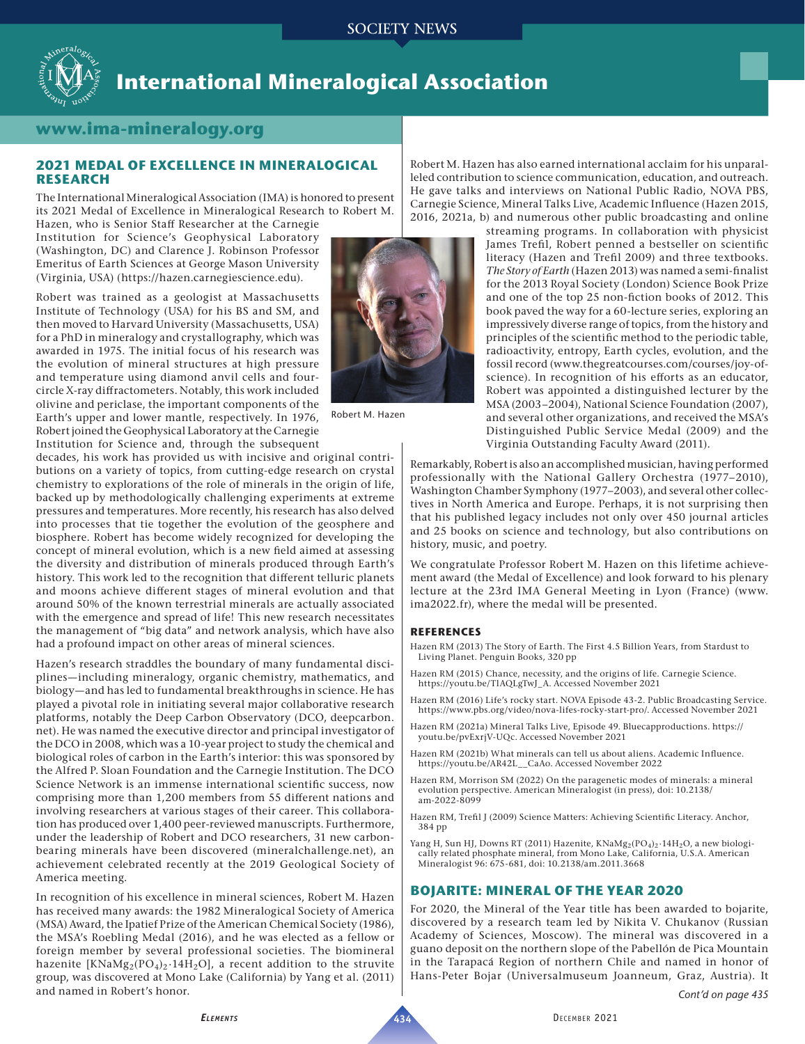# International Mineralogical Association

www.ima-mineralogy.org

## 2021 MEDAL OF EXCELLENCE IN MINERALOGICAL RESEARCH

The International Mineralogical Association (IMA) is honored to present its 2021 Medal of Excellence in Mineralogical Research to Robert M. Hazen, who is Senior Staff Researcher at the Carnegie Institution for Science's Geophysical Laboratory (Washington, DC) and Clarence J. Robinson Professor Emeritus of Earth Sciences at George Mason University (Virginia, USA) (https://hazen.carnegiescience.edu).

Robert M. Hazen

Robert was trained as a geologist at Massachusetts Institute of Technology (USA) for his BS and SM, and then moved to Harvard University (Massachusetts, USA) for a PhD in mineralogy and crystallography, which was awarded in 1975. The initial focus of his research was the evolution of mineral structures at high pressure and temperature using diamond anvil cells and four-circle X-ray diffractometers. Notably, this work included olivine and periclase, the important components of the Earth's upper and lower mantle, respectively. In 1976, Robert joined the Geophysical Laboratory at the Carnegie Institution for Science and, through the subsequent decades, his work has provided us with incisive and original contributions on a variety of topics, from cutting-edge research on crystal chemistry to explorations of the role of minerals in the origin of life, backed up by methodologically challenging experiments at extreme pressures and temperatures. More recently, his research has also delved into processes that tie together the evolution of the geosphere and biosphere. Robert has become widely recognized for developing the concept of mineral evolution, which is a new field aimed at assessing the diversity and distribution of minerals produced through Earth's history. This work led to the recognition that different telluric planets and moons achieve different stages of mineral evolution and that around 50% of the known terrestrial minerals are actually associated with the emergence and spread of life! This new research necessitates the management of "big data" and network analysis, which have also had a profound impact on other areas of mineral sciences.

Hazen's research straddles the boundary of many fundamental disciplines—including mineralogy, organic chemistry, mathematics, and biology—and has led to fundamental breakthroughs in science. He has played a pivotal role in initiating several major collaborative research platforms, notably the Deep Carbon Observatory (DCO, deepcarbon.net). He was named the executive director and principal investigator of the DCO in 2008, which was a 10-year project to study the chemical and biological roles of carbon in the Earth's interior: this was sponsored by the Alfred P. Sloan Foundation and the Carnegie Institution. The DCO Science Network is an immense international scientific success, now comprising more than 1,200 members from 55 different nations and involving researchers at various stages of their career. This collaboration has produced over 1,400 peer-reviewed manuscripts. Furthermore, under the leadership of Robert and DCO researchers, 31 new carbon-bearing minerals have been discovered (mineralchallenge.net), an achievement celebrated recently at the 2019 Geological Society of America meeting.

In recognition of his excellence in mineral sciences, Robert M. Hazen has received many awards: the 1982 Mineralogical Society of America (MSA) Award, the Ipatief Prize of the American Chemical Society (1986), the MSA's Roebling Medal (2016), and he was elected as a fellow or foreign member by several professional societies. The biomineral hazenite [$KNaMg_2(PO_4)_2 \cdot 14H_2O$], a recent addition to the struvite group, was discovered at Mono Lake (California) by Yang et al. (2011) and named in Robert's honor.

Robert M. Hazen has also earned international acclaim for his unparalleled contribution to science communication, education, and outreach. He gave talks and interviews on National Public Radio, NOVA PBS, Carnegie Science, Mineral Talks Live, Academic Influence (Hazen 2015, 2016, 2021a, b) and numerous other public broadcasting and online streaming programs. In collaboration with physicist James Trefil, Robert penned a bestseller on scientific literacy (Hazen and Trefil 2009) and three textbooks. *The Story of Earth* (Hazen 2013) was named a semi-finalist for the 2013 Royal Society (London) Science Book Prize and one of the top 25 non-fiction books of 2012. This book paved the way for a 60-lecture series, exploring an impressively diverse range of topics, from the history and principles of the scientific method to the periodic table, radioactivity, entropy, Earth cycles, evolution, and the fossil record (www.thegreatcourses.com/courses/joy-of-science). In recognition of his efforts as an educator, Robert was appointed a distinguished lecturer by the MSA (2003–2004), National Science Foundation (2007), and several other organizations, and received the MSA's Distinguished Public Service Medal (2009) and the Virginia Outstanding Faculty Award (2011).

Remarkably, Robert is also an accomplished musician, having performed professionally with the National Gallery Orchestra (1977–2010), Washington Chamber Symphony (1977–2003), and several other collectives in North America and Europe. Perhaps, it is not surprising then that his published legacy includes not only over 450 journal articles and 25 books on science and technology, but also contributions on history, music, and poetry.

We congratulate Professor Robert M. Hazen on this lifetime achievement award (the Medal of Excellence) and look forward to his plenary lecture at the 23rd IMA General Meeting in Lyon (France) (www.ima2022.fr), where the medal will be presented.

### REFERENCES

Hazen RM (2013) The Story of Earth. The First 4.5 Billion Years, from Stardust to Living Planet. Penguin Books, 320 pp

Hazen RM (2015) Chance, necessity, and the origins of life. Carnegie Science. https://youtu.be/TIAQLgTwJ_A. Accessed November 2021

Hazen RM (2016) Life's rocky start. NOVA Episode 43-2. Public Broadcasting Service. https://www.pbs.org/video/nova-lifes-rocky-start-pro/. Accessed November 2021

Hazen RM (2021a) Mineral Talks Live, Episode 49. Bluecapproductions. https://youtu.be/pvExrjV-UQc. Accessed November 2021

Hazen RM (2021b) What minerals can tell us about aliens. Academic Influence. https://youtu.be/AR42L__CaAo. Accessed November 2022

Hazen RM, Morrison SM (2022) On the paragenetic modes of minerals: a mineral evolution perspective. American Mineralogist (in press), doi: 10.2138/am-2022-8099

Hazen RM, Trefil J (2009) Science Matters: Achieving Scientific Literacy. Anchor, 384 pp

Yang H, Sun HJ, Downs RT (2011) Hazenite, $KNaMg_2(PO_4)_2 \cdot 14H_2O$, a new biologically related phosphate mineral, from Mono Lake, California, U.S.A. American Mineralogist 96: 675-681, doi: 10.2138/am.2011.3668

## BOJARITE: MINERAL OF THE YEAR 2020

For 2020, the Mineral of the Year title has been awarded to bojarite, discovered by a research team led by Nikita V. Chukanov (Russian Academy of Sciences, Moscow). The mineral was discovered in a guano deposit on the northern slope of the Pabellón de Pica Mountain in the Tarapacá Region of northern Chile and named in honor of Hans-Peter Bojar (Universalmuseum Joanneum, Graz, Austria). It

*Cont'd on page 435*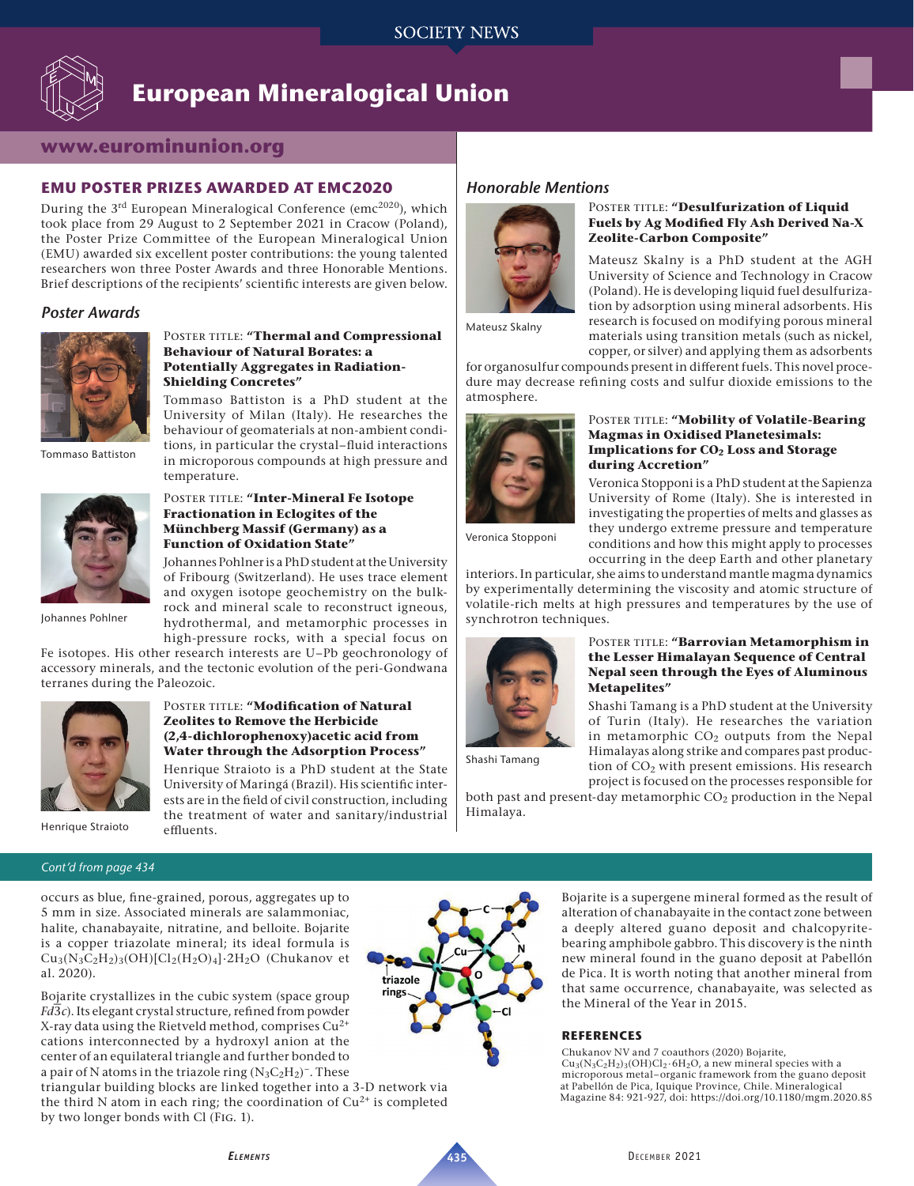# European Mineralogical Union

www.eurominunion.org

## EMU POSTER PRIZES AWARDED AT EMC2020

During the 3rd European Mineralogical Conference (emc[2020]), which took place from 29 August to 2 September 2021 in Cracow (Poland), the Poster Prize Committee of the European Mineralogical Union (EMU) awarded six excellent poster contributions: the young talented researchers won three Poster Awards and three Honorable Mentions. Brief descriptions of the recipients' scientific interests are given below.

### Poster Awards

Tommaso Battiston

POSTER TITLE: **"Thermal and Compressional Behaviour of Natural Borates: a Potentially Aggregates in Radiation-Shielding Concretes"**

Tommaso Battiston is a PhD student at the University of Milan (Italy). He researches the behaviour of geomaterials at non-ambient conditions, in particular the crystal–fluid interactions in microporous compounds at high pressure and temperature.

Johannes Pohlner

POSTER TITLE: **"Inter-Mineral Fe Isotope Fractionation in Eclogites of the Münchberg Massif (Germany) as a Function of Oxidation State"**

Johannes Pohlner is a PhD student at the University of Fribourg (Switzerland). He uses trace element and oxygen isotope geochemistry on the bulk-rock and mineral scale to reconstruct igneous, hydrothermal, and metamorphic processes in high-pressure rocks, with a special focus on Fe isotopes. His other research interests are U–Pb geochronology of accessory minerals, and the tectonic evolution of the peri-Gondwana terranes during the Paleozoic.

Henrique Straioto

POSTER TITLE: **"Modification of Natural Zeolites to Remove the Herbicide (2,4-dichlorophenoxy)acetic acid from Water through the Adsorption Process"**

Henrique Straioto is a PhD student at the State University of Maringá (Brazil). His scientific interests are in the field of civil construction, including the treatment of water and sanitary/industrial effluents.

### Honorable Mentions

Mateusz Skalny

POSTER TITLE: **"Desulfurization of Liquid Fuels by Ag Modified Fly Ash Derived Na-X Zeolite-Carbon Composite"**

Mateusz Skalny is a PhD student at the AGH University of Science and Technology in Cracow (Poland). He is developing liquid fuel desulfurization by adsorption using mineral adsorbents. His research is focused on modifying porous mineral materials using transition metals (such as nickel, copper, or silver) and applying them as adsorbents for organosulfur compounds present in different fuels. This novel procedure may decrease refining costs and sulfur dioxide emissions to the atmosphere.

Veronica Stopponi

POSTER TITLE: **"Mobility of Volatile-Bearing Magmas in Oxidised Planetesimals: Implications for $CO_2$ Loss and Storage during Accretion"**

Veronica Stopponi is a PhD student at the Sapienza University of Rome (Italy). She is interested in investigating the properties of melts and glasses as they undergo extreme pressure and temperature conditions and how this might apply to processes occurring in the deep Earth and other planetary interiors. In particular, she aims to understand mantle magma dynamics by experimentally determining the viscosity and atomic structure of volatile-rich melts at high pressures and temperatures by the use of synchrotron techniques.

Shashi Tamang

POSTER TITLE: **"Barrovian Metamorphism in the Lesser Himalayan Sequence of Central Nepal seen through the Eyes of Aluminous Metapelites"**

Shashi Tamang is a PhD student at the University of Turin (Italy). He researches the variation in metamorphic $CO_2$ outputs from the Nepal Himalayas along strike and compares past production of $CO_2$ with present emissions. His research project is focused on the processes responsible for both past and present-day metamorphic $CO_2$ production in the Nepal Himalaya.

---

*Cont'd from page 434*

occurs as blue, fine-grained, porous, aggregates up to 5 mm in size. Associated minerals are salammoniac, halite, chanabayaite, nitratine, and belloite. Bojarite is a copper triazolate mineral; its ideal formula is $Cu_3(N_3C_2H_2)_3(OH)[Cl_2(H_2O)_4]{\cdot}2H_2O$ (Chukanov et al. 2020).

Bojarite crystallizes in the cubic system (space group $Fd\bar{3}c$). Its elegant crystal structure, refined from powder X-ray data using the Rietveld method, comprises $Cu^{2+}$ cations interconnected by a hydroxyl anion at the center of an equilateral triangle and further bonded to a pair of N atoms in the triazole ring $(N_3C_2H_2)^-$. These triangular building blocks are linked together into a 3-D network via the third N atom in each ring; the coordination of $Cu^{2+}$ is completed by two longer bonds with Cl (Fig. 1).

C
Cu
N
O
triazole rings
Cl

Bojarite is a supergene mineral formed as the result of alteration of chanabayaite in the contact zone between a deeply altered guano deposit and chalcopyrite-bearing amphibole gabbro. This discovery is the ninth new mineral found in the guano deposit at Pabellón de Pica. It is worth noting that another mineral from that same occurrence, chanabayaite, was selected as the Mineral of the Year in 2015.

#### REFERENCES

Chukanov NV and 7 coauthors (2020) Bojarite, $Cu_3(N_3C_2H_2)_3(OH)Cl_2{\cdot}6H_2O$, a new mineral species with a microporous metal–organic framework from the guano deposit at Pabellón de Pica, Iquique Province, Chile. Mineralogical Magazine 84: 921-927, doi: https://doi.org/10.1180/mgm.2020.85